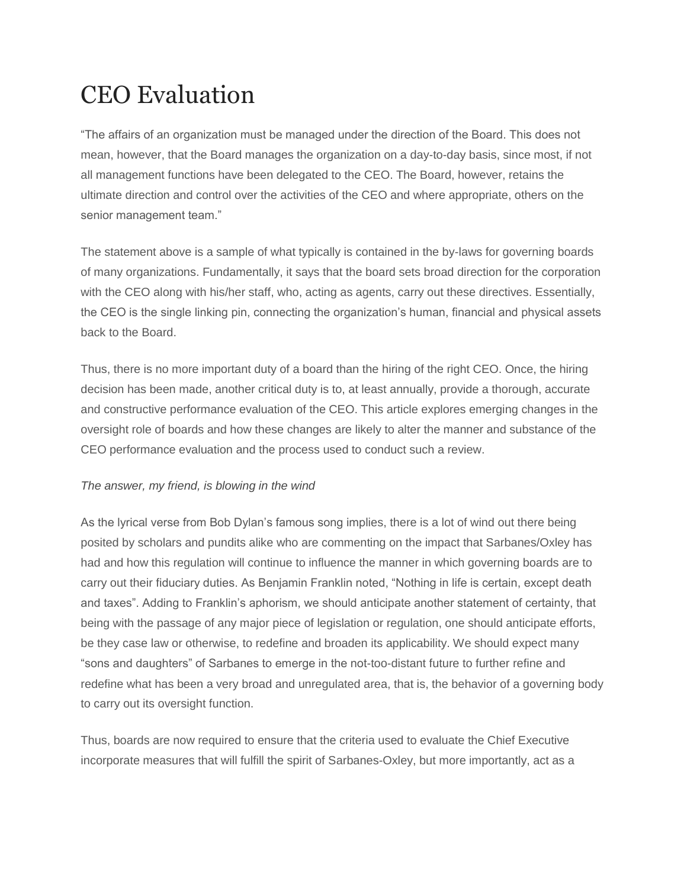# CEO Evaluation

"The affairs of an organization must be managed under the direction of the Board. This does not mean, however, that the Board manages the organization on a day-to-day basis, since most, if not all management functions have been delegated to the CEO. The Board, however, retains the ultimate direction and control over the activities of the CEO and where appropriate, others on the senior management team."

The statement above is a sample of what typically is contained in the by-laws for governing boards of many organizations. Fundamentally, it says that the board sets broad direction for the corporation with the CEO along with his/her staff, who, acting as agents, carry out these directives. Essentially, the CEO is the single linking pin, connecting the organization's human, financial and physical assets back to the Board.

Thus, there is no more important duty of a board than the hiring of the right CEO. Once, the hiring decision has been made, another critical duty is to, at least annually, provide a thorough, accurate and constructive performance evaluation of the CEO. This article explores emerging changes in the oversight role of boards and how these changes are likely to alter the manner and substance of the CEO performance evaluation and the process used to conduct such a review.

*The answer, my friend, is blowing in the wind*

As the lyrical verse from Bob Dylan's famous song implies, there is a lot of wind out there being posited by scholars and pundits alike who are commenting on the impact that Sarbanes/Oxley has had and how this regulation will continue to influence the manner in which governing boards are to carry out their fiduciary duties. As Benjamin Franklin noted, "Nothing in life is certain, except death and taxes". Adding to Franklin's aphorism, we should anticipate another statement of certainty, that being with the passage of any major piece of legislation or regulation, one should anticipate efforts, be they case law or otherwise, to redefine and broaden its applicability. We should expect many "sons and daughters" of Sarbanes to emerge in the not-too-distant future to further refine and redefine what has been a very broad and unregulated area, that is, the behavior of a governing body to carry out its oversight function.

Thus, boards are now required to ensure that the criteria used to evaluate the Chief Executive incorporate measures that will fulfill the spirit of Sarbanes-Oxley, but more importantly, act as a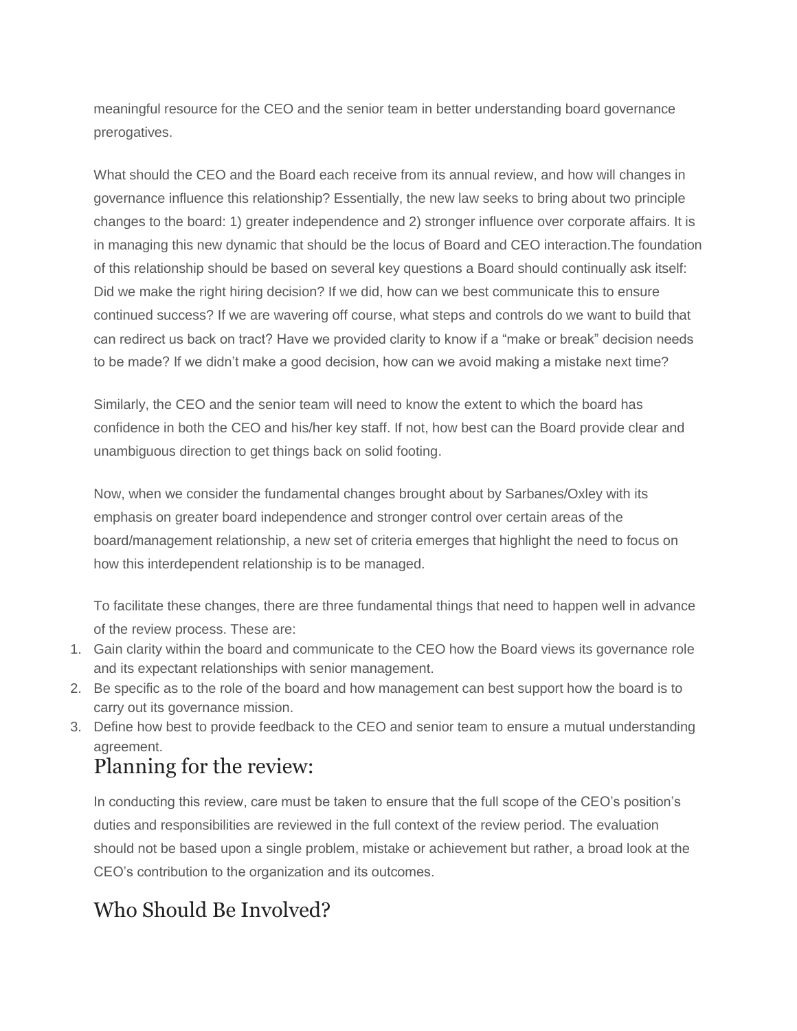meaningful resource for the CEO and the senior team in better understanding board governance prerogatives.

What should the CEO and the Board each receive from its annual review, and how will changes in governance influence this relationship? Essentially, the new law seeks to bring about two principle changes to the board: 1) greater independence and 2) stronger influence over corporate affairs. It is in managing this new dynamic that should be the locus of Board and CEO interaction.The foundation of this relationship should be based on several key questions a Board should continually ask itself: Did we make the right hiring decision? If we did, how can we best communicate this to ensure continued success? If we are wavering off course, what steps and controls do we want to build that can redirect us back on tract? Have we provided clarity to know if a "make or break" decision needs to be made? If we didn't make a good decision, how can we avoid making a mistake next time?

Similarly, the CEO and the senior team will need to know the extent to which the board has confidence in both the CEO and his/her key staff. If not, how best can the Board provide clear and unambiguous direction to get things back on solid footing.

Now, when we consider the fundamental changes brought about by Sarbanes/Oxley with its emphasis on greater board independence and stronger control over certain areas of the board/management relationship, a new set of criteria emerges that highlight the need to focus on how this interdependent relationship is to be managed.

To facilitate these changes, there are three fundamental things that need to happen well in advance of the review process. These are:

1. Gain clarity within the board and communicate to the CEO how the Board views its governance role and its expectant relationships with senior management.
2. Be specific as to the role of the board and how management can best support how the board is to carry out its governance mission.
3. Define how best to provide feedback to the CEO and senior team to ensure a mutual understanding agreement.

## Planning for the review:

In conducting this review, care must be taken to ensure that the full scope of the CEO's position's duties and responsibilities are reviewed in the full context of the review period. The evaluation should not be based upon a single problem, mistake or achievement but rather, a broad look at the CEO's contribution to the organization and its outcomes.

## Who Should Be Involved?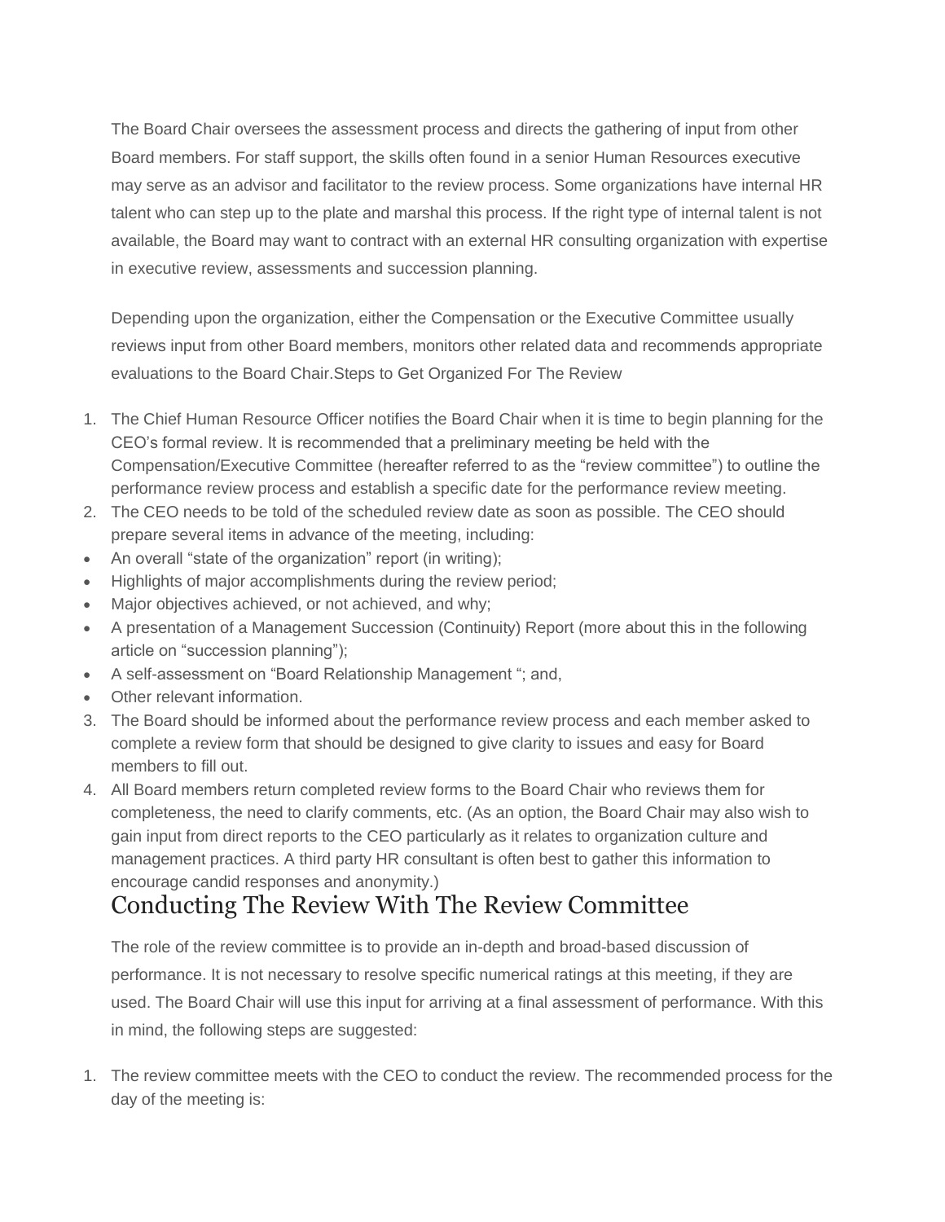The Board Chair oversees the assessment process and directs the gathering of input from other Board members. For staff support, the skills often found in a senior Human Resources executive may serve as an advisor and facilitator to the review process. Some organizations have internal HR talent who can step up to the plate and marshal this process. If the right type of internal talent is not available, the Board may want to contract with an external HR consulting organization with expertise in executive review, assessments and succession planning.

Depending upon the organization, either the Compensation or the Executive Committee usually reviews input from other Board members, monitors other related data and recommends appropriate evaluations to the Board Chair.Steps to Get Organized For The Review

1. The Chief Human Resource Officer notifies the Board Chair when it is time to begin planning for the CEO's formal review. It is recommended that a preliminary meeting be held with the Compensation/Executive Committee (hereafter referred to as the "review committee") to outline the performance review process and establish a specific date for the performance review meeting.
2. The CEO needs to be told of the scheduled review date as soon as possible. The CEO should prepare several items in advance of the meeting, including:

- An overall "state of the organization" report (in writing);
- Highlights of major accomplishments during the review period;
- Major objectives achieved, or not achieved, and why;
- A presentation of a Management Succession (Continuity) Report (more about this in the following article on "succession planning");
- A self-assessment on "Board Relationship Management "; and,
- Other relevant information.

3. The Board should be informed about the performance review process and each member asked to complete a review form that should be designed to give clarity to issues and easy for Board members to fill out.
4. All Board members return completed review forms to the Board Chair who reviews them for completeness, the need to clarify comments, etc. (As an option, the Board Chair may also wish to gain input from direct reports to the CEO particularly as it relates to organization culture and management practices. A third party HR consultant is often best to gather this information to encourage candid responses and anonymity.)

## Conducting The Review With The Review Committee

The role of the review committee is to provide an in-depth and broad-based discussion of performance. It is not necessary to resolve specific numerical ratings at this meeting, if they are used. The Board Chair will use this input for arriving at a final assessment of performance. With this in mind, the following steps are suggested:

1. The review committee meets with the CEO to conduct the review. The recommended process for the day of the meeting is: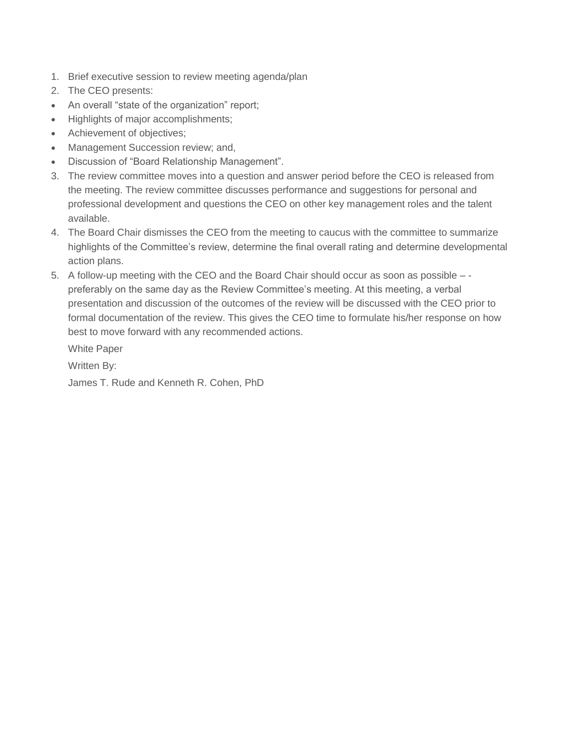1. Brief executive session to review meeting agenda/plan
2. The CEO presents:

- An overall "state of the organization" report;
- Highlights of major accomplishments;
- Achievement of objectives;
- Management Succession review; and,
- Discussion of "Board Relationship Management".

3. The review committee moves into a question and answer period before the CEO is released from the meeting. The review committee discusses performance and suggestions for personal and professional development and questions the CEO on other key management roles and the talent available.
4. The Board Chair dismisses the CEO from the meeting to caucus with the committee to summarize highlights of the Committee's review, determine the final overall rating and determine developmental action plans.
5. A follow-up meeting with the CEO and the Board Chair should occur as soon as possible – - preferably on the same day as the Review Committee's meeting. At this meeting, a verbal presentation and discussion of the outcomes of the review will be discussed with the CEO prior to formal documentation of the review. This gives the CEO time to formulate his/her response on how best to move forward with any recommended actions.

White Paper

Written By:

James T. Rude and Kenneth R. Cohen, PhD